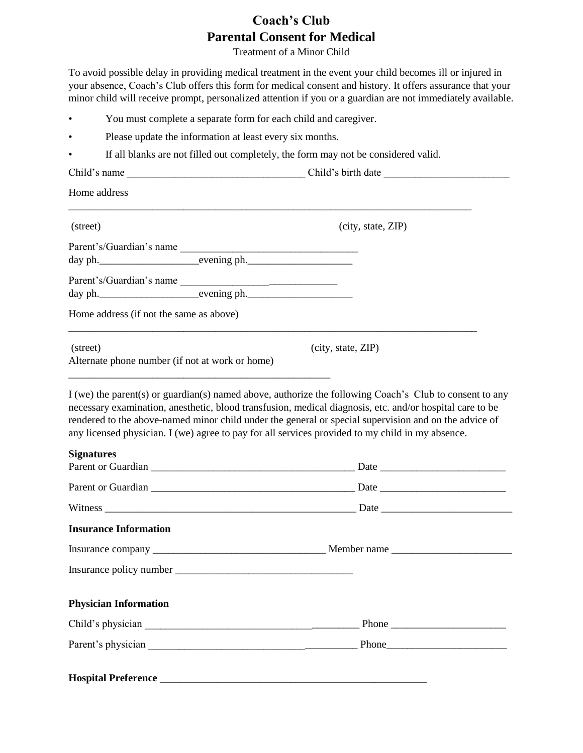# Coach's Club
# Parental Consent for Medical

Treatment of a Minor Child

To avoid possible delay in providing medical treatment in the event your child becomes ill or injured in your absence, Coach's Club offers this form for medical consent and history. It offers assurance that your minor child will receive prompt, personalized attention if you or a guardian are not immediately available.

- You must complete a separate form for each child and caregiver.
- Please update the information at least every six months.
- If all blanks are not filled out completely, the form may not be considered valid.

Child's name __________________________________ Child's birth date ________________________

Home address

________________________________________________________________________________

(street) (city, state, ZIP)

Parent's/Guardian's name __________________________________
day ph.___________________evening ph.____________________

Parent's/Guardian's name ______________________________
day ph.___________________evening ph.____________________

Home address (if not the same as above)

________________________________________________________________________________

(street) (city, state, ZIP)
Alternate phone number (if not at work or home)

____________________________________________________

I (we) the parent(s) or guardian(s) named above, authorize the following Coach's Club to consent to any necessary examination, anesthetic, blood transfusion, medical diagnosis, etc. and/or hospital care to be rendered to the above-named minor child under the general or special supervision and on the advice of any licensed physician. I (we) agree to pay for all services provided to my child in my absence.

**Signatures**
Parent or Guardian _______________________________________ Date ________________________

Parent or Guardian _______________________________________ Date ________________________

Witness __________________________________________________ Date _________________________

**Insurance Information**

Insurance company _________________________________ Member name _______________________

Insurance policy number __________________________________

**Physician Information**

Child's physician __________________________________________ Phone ______________________

Parent's physician _________________________________________ Phone_______________________

**Hospital Preference** _____________________________________________________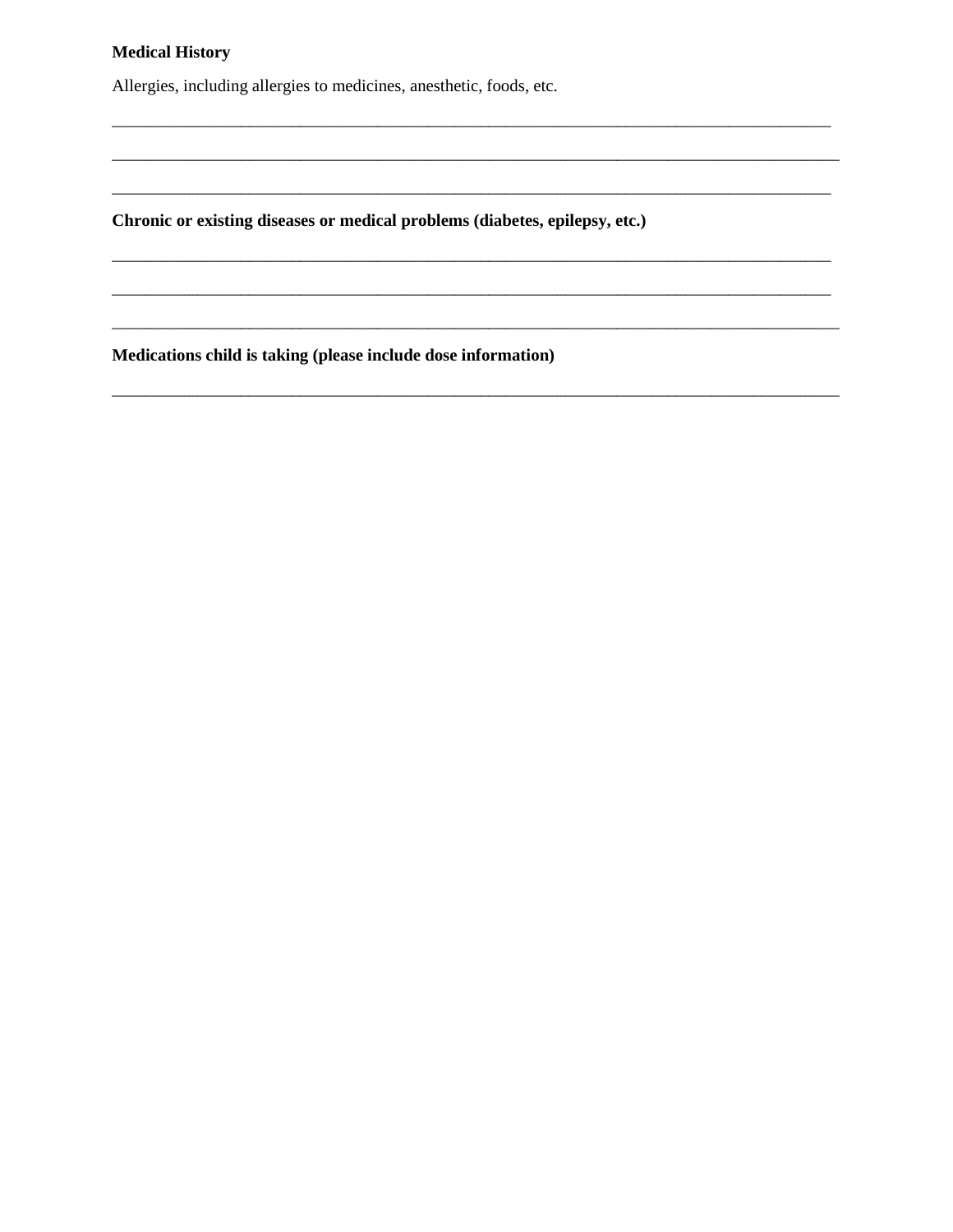**Medical History**

Allergies, including allergies to medicines, anesthetic, foods, etc.

______________________________________________________________________________

______________________________________________________________________________

______________________________________________________________________________

**Chronic or existing diseases or medical problems (diabetes, epilepsy, etc.)**

______________________________________________________________________________

______________________________________________________________________________

______________________________________________________________________________

**Medications child is taking (please include dose information)**

______________________________________________________________________________